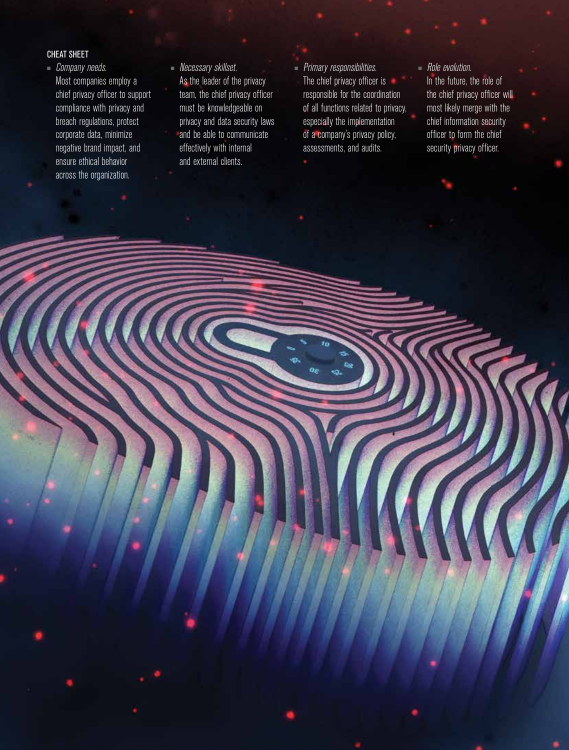## CHEAT SHEET

- *Company needs.* Most companies employ a chief privacy officer to support compliance with privacy and breach regulations, protect corporate data, minimize negative brand impact, and ensure ethical behavior across the organization.

- *Necessary skillset.* As the leader of the privacy team, the chief privacy officer must be knowledgeable on privacy and data security laws and be able to communicate effectively with internal and external clients.

- *Primary responsibilities.* The chief privacy officer is responsible for the coordination of all functions related to privacy, especially the implementation of a company's privacy policy, assessments, and audits.

- *Role evolution.* In the future, the role of the chief privacy officer will most likely merge with the chief information security officer to form the chief security privacy officer.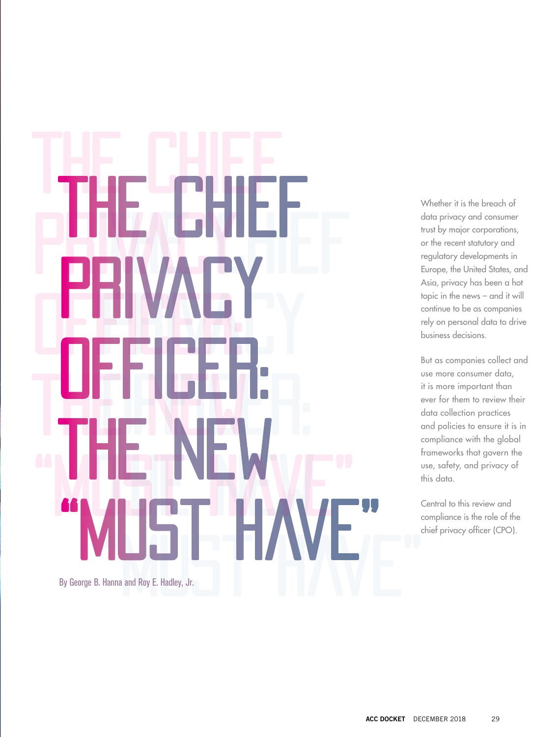# THE CHIEF PRIVACY OFFICER: THE NEW "MUST HAVE"

By George B. Hanna and Roy E. Hadley, Jr.

Whether it is the breach of data privacy and consumer trust by major corporations, or the recent statutory and regulatory developments in Europe, the United States, and Asia, privacy has been a hot topic in the news – and it will continue to be as companies rely on personal data to drive business decisions.

But as companies collect and use more consumer data, it is more important than ever for them to review their data collection practices and policies to ensure it is in compliance with the global frameworks that govern the use, safety, and privacy of this data.

Central to this review and compliance is the role of the chief privacy officer (CPO).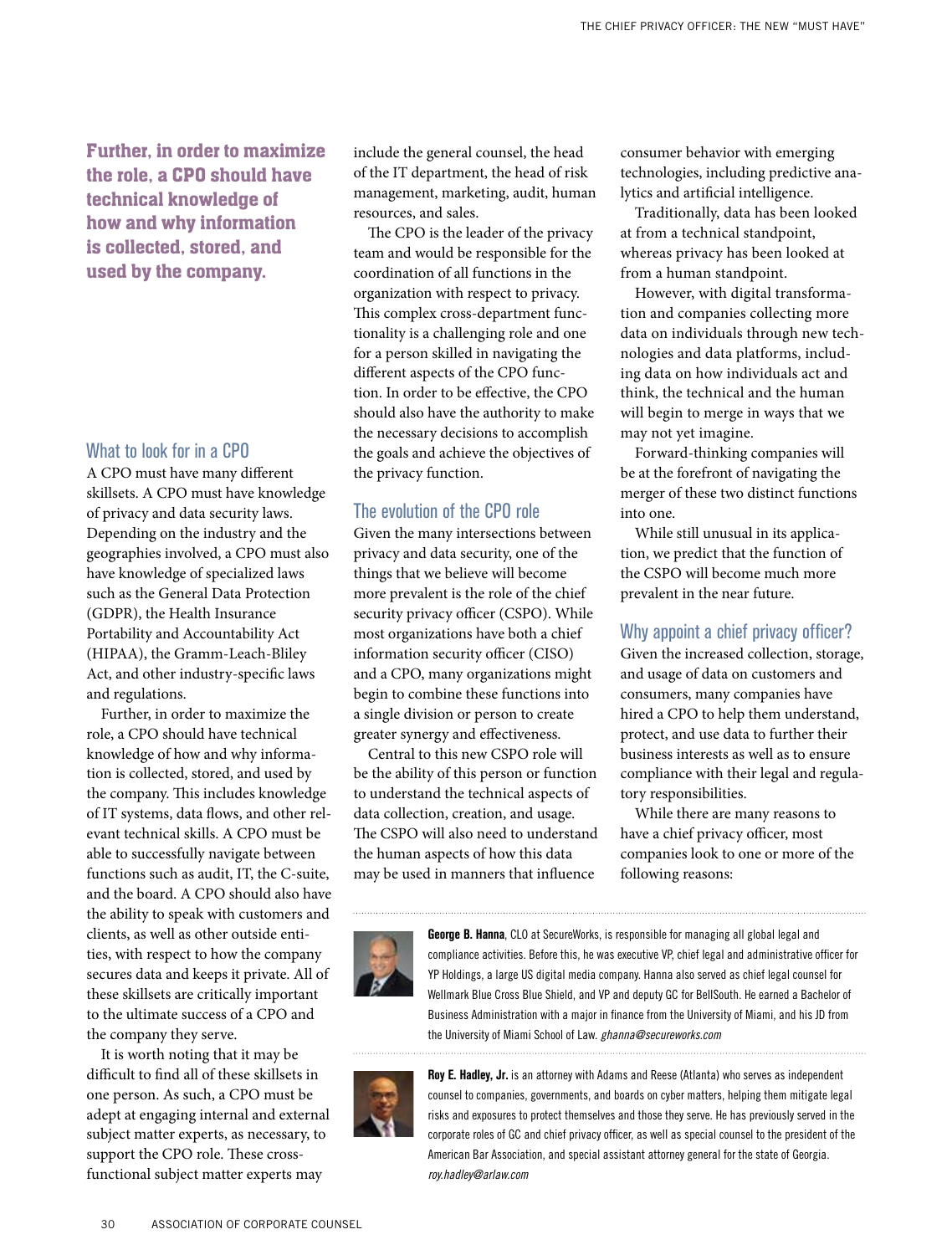**Further, in order to maximize the role, a CPO should have technical knowledge of how and why information is collected, stored, and used by the company.**

## What to look for in a CPO

A CPO must have many different skillsets. A CPO must have knowledge of privacy and data security laws. Depending on the industry and the geographies involved, a CPO must also have knowledge of specialized laws such as the General Data Protection (GDPR), the Health Insurance Portability and Accountability Act (HIPAA), the Gramm-Leach-Bliley Act, and other industry-specific laws and regulations.

Further, in order to maximize the role, a CPO should have technical knowledge of how and why information is collected, stored, and used by the company. This includes knowledge of IT systems, data flows, and other relevant technical skills. A CPO must be able to successfully navigate between functions such as audit, IT, the C-suite, and the board. A CPO should also have the ability to speak with customers and clients, as well as other outside entities, with respect to how the company secures data and keeps it private. All of these skillsets are critically important to the ultimate success of a CPO and the company they serve.

It is worth noting that it may be difficult to find all of these skillsets in one person. As such, a CPO must be adept at engaging internal and external subject matter experts, as necessary, to support the CPO role. These cross-functional subject matter experts may include the general counsel, the head of the IT department, the head of risk management, marketing, audit, human resources, and sales.

The CPO is the leader of the privacy team and would be responsible for the coordination of all functions in the organization with respect to privacy. This complex cross-department functionality is a challenging role and one for a person skilled in navigating the different aspects of the CPO function. In order to be effective, the CPO should also have the authority to make the necessary decisions to accomplish the goals and achieve the objectives of the privacy function.

## The evolution of the CPO role

Given the many intersections between privacy and data security, one of the things that we believe will become more prevalent is the role of the chief security privacy officer (CSPO). While most organizations have both a chief information security officer (CISO) and a CPO, many organizations might begin to combine these functions into a single division or person to create greater synergy and effectiveness.

Central to this new CSPO role will be the ability of this person or function to understand the technical aspects of data collection, creation, and usage. The CSPO will also need to understand the human aspects of how this data may be used in manners that influence consumer behavior with emerging technologies, including predictive analytics and artificial intelligence.

Traditionally, data has been looked at from a technical standpoint, whereas privacy has been looked at from a human standpoint.

However, with digital transformation and companies collecting more data on individuals through new technologies and data platforms, including data on how individuals act and think, the technical and the human will begin to merge in ways that we may not yet imagine.

Forward-thinking companies will be at the forefront of navigating the merger of these two distinct functions into one.

While still unusual in its application, we predict that the function of the CSPO will become much more prevalent in the near future.

## Why appoint a chief privacy officer?

Given the increased collection, storage, and usage of data on customers and consumers, many companies have hired a CPO to help them understand, protect, and use data to further their business interests as well as to ensure compliance with their legal and regulatory responsibilities.

While there are many reasons to have a chief privacy officer, most companies look to one or more of the following reasons:

---

**George B. Hanna**, CLO at SecureWorks, is responsible for managing all global legal and compliance activities. Before this, he was executive VP, chief legal and administrative officer for YP Holdings, a large US digital media company. Hanna also served as chief legal counsel for Wellmark Blue Cross Blue Shield, and VP and deputy GC for BellSouth. He earned a Bachelor of Business Administration with a major in finance from the University of Miami, and his JD from the University of Miami School of Law. *ghanna@secureworks.com*

**Roy E. Hadley, Jr.** is an attorney with Adams and Reese (Atlanta) who serves as independent counsel to companies, governments, and boards on cyber matters, helping them mitigate legal risks and exposures to protect themselves and those they serve. He has previously served in the corporate roles of GC and chief privacy officer, as well as special counsel to the president of the American Bar Association, and special assistant attorney general for the state of Georgia. *roy.hadley@arlaw.com*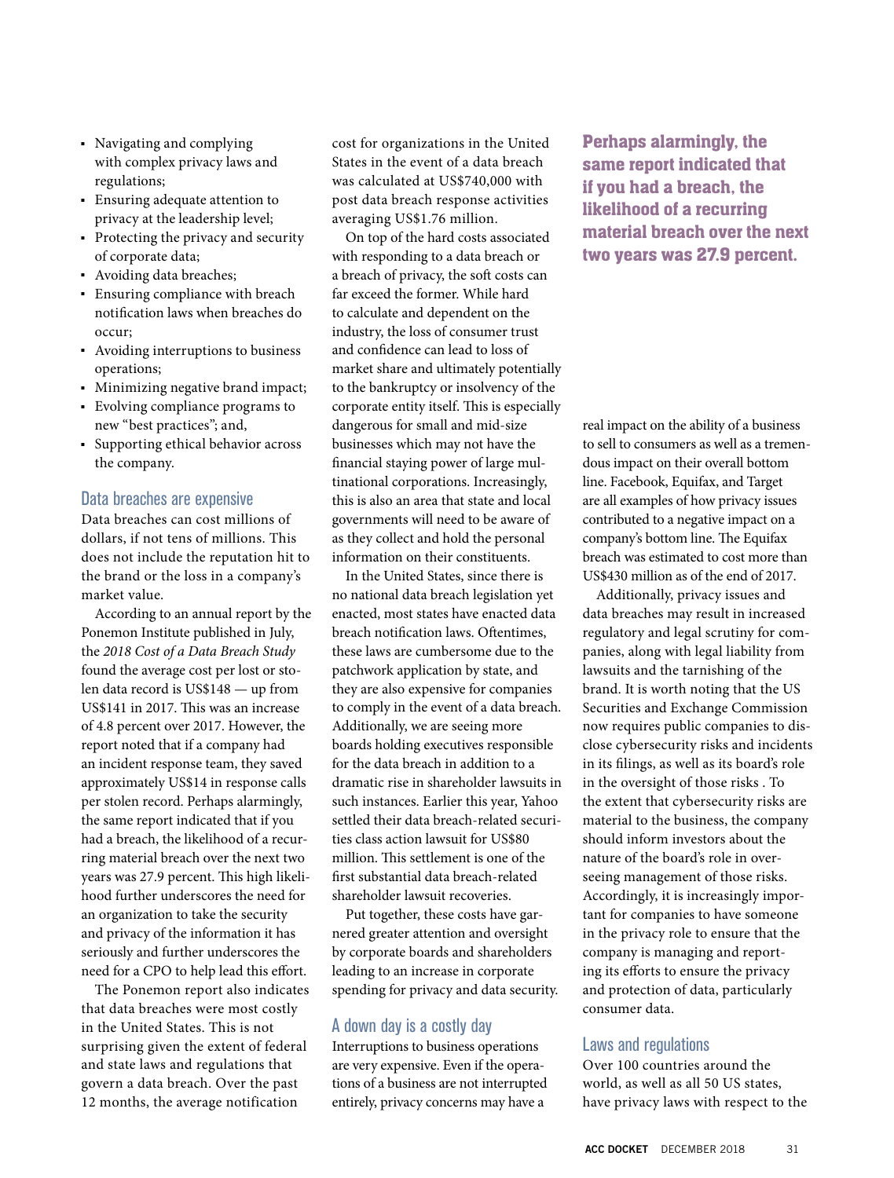- Navigating and complying with complex privacy laws and regulations;
- Ensuring adequate attention to privacy at the leadership level;
- Protecting the privacy and security of corporate data;
- Avoiding data breaches;
- Ensuring compliance with breach notification laws when breaches do occur;
- Avoiding interruptions to business operations;
- Minimizing negative brand impact;
- Evolving compliance programs to new "best practices"; and,
- Supporting ethical behavior across the company.

## Data breaches are expensive

Data breaches can cost millions of dollars, if not tens of millions. This does not include the reputation hit to the brand or the loss in a company's market value.

According to an annual report by the Ponemon Institute published in July, the *2018 Cost of a Data Breach Study* found the average cost per lost or stolen data record is US$148 — up from US$141 in 2017. This was an increase of 4.8 percent over 2017. However, the report noted that if a company had an incident response team, they saved approximately US$14 in response calls per stolen record. Perhaps alarmingly, the same report indicated that if you had a breach, the likelihood of a recurring material breach over the next two years was 27.9 percent. This high likelihood further underscores the need for an organization to take the security and privacy of the information it has seriously and further underscores the need for a CPO to help lead this effort.

The Ponemon report also indicates that data breaches were most costly in the United States. This is not surprising given the extent of federal and state laws and regulations that govern a data breach. Over the past 12 months, the average notification cost for organizations in the United States in the event of a data breach was calculated at US$740,000 with post data breach response activities averaging US$1.76 million.

On top of the hard costs associated with responding to a data breach or a breach of privacy, the soft costs can far exceed the former. While hard to calculate and dependent on the industry, the loss of consumer trust and confidence can lead to loss of market share and ultimately potentially to the bankruptcy or insolvency of the corporate entity itself. This is especially dangerous for small and mid-size businesses which may not have the financial staying power of large multinational corporations. Increasingly, this is also an area that state and local governments will need to be aware of as they collect and hold the personal information on their constituents.

In the United States, since there is no national data breach legislation yet enacted, most states have enacted data breach notification laws. Oftentimes, these laws are cumbersome due to the patchwork application by state, and they are also expensive for companies to comply in the event of a data breach. Additionally, we are seeing more boards holding executives responsible for the data breach in addition to a dramatic rise in shareholder lawsuits in such instances. Earlier this year, Yahoo settled their data breach-related securities class action lawsuit for US$80 million. This settlement is one of the first substantial data breach-related shareholder lawsuit recoveries.

Put together, these costs have garnered greater attention and oversight by corporate boards and shareholders leading to an increase in corporate spending for privacy and data security.

**Perhaps alarmingly, the same report indicated that if you had a breach, the likelihood of a recurring material breach over the next two years was 27.9 percent.**

## A down day is a costly day

Interruptions to business operations are very expensive. Even if the operations of a business are not interrupted entirely, privacy concerns may have a real impact on the ability of a business to sell to consumers as well as a tremendous impact on their overall bottom line. Facebook, Equifax, and Target are all examples of how privacy issues contributed to a negative impact on a company's bottom line. The Equifax breach was estimated to cost more than US$430 million as of the end of 2017.

Additionally, privacy issues and data breaches may result in increased regulatory and legal scrutiny for companies, along with legal liability from lawsuits and the tarnishing of the brand. It is worth noting that the US Securities and Exchange Commission now requires public companies to disclose cybersecurity risks and incidents in its filings, as well as its board's role in the oversight of those risks . To the extent that cybersecurity risks are material to the business, the company should inform investors about the nature of the board's role in overseeing management of those risks. Accordingly, it is increasingly important for companies to have someone in the privacy role to ensure that the company is managing and reporting its efforts to ensure the privacy and protection of data, particularly consumer data.

## Laws and regulations

Over 100 countries around the world, as well as all 50 US states, have privacy laws with respect to the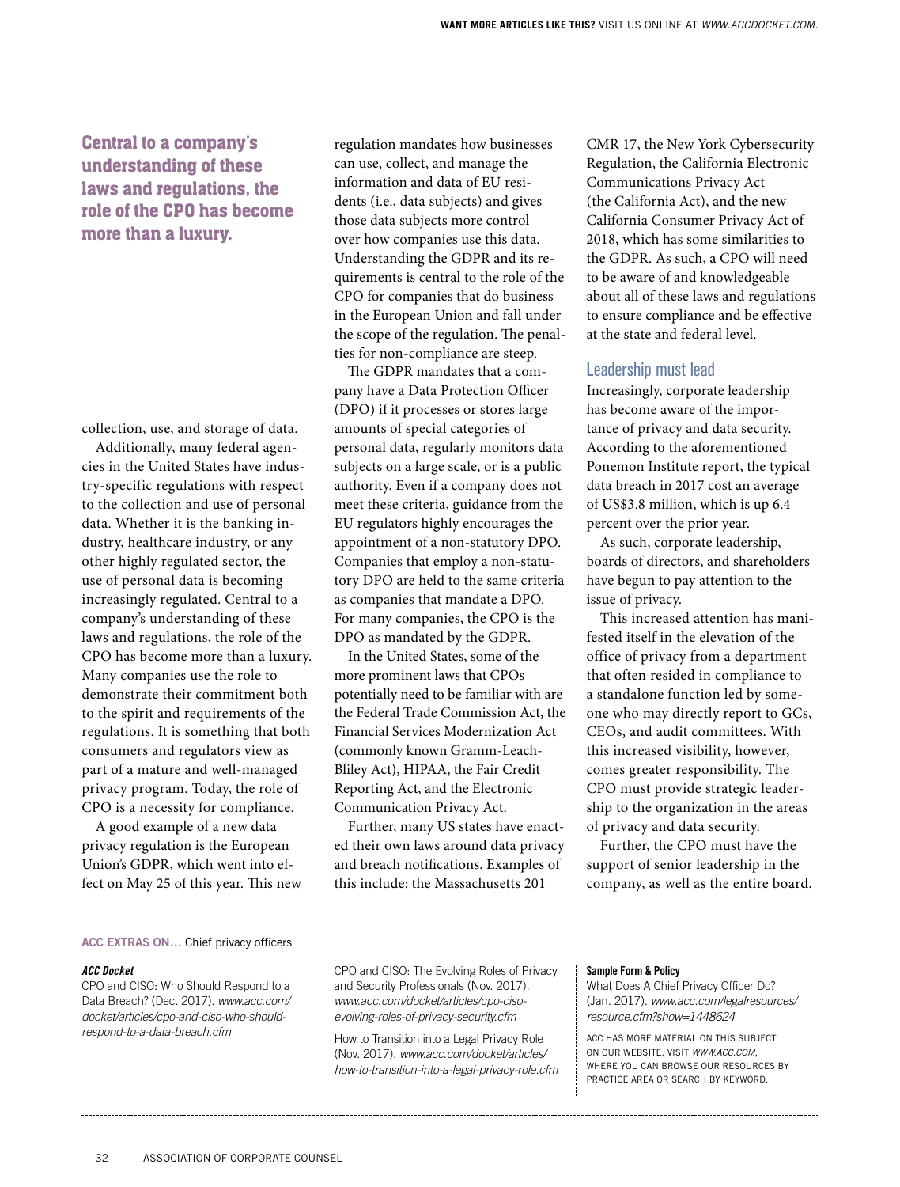> **Central to a company's understanding of these laws and regulations, the role of the CPO has become more than a luxury.**

collection, use, and storage of data.

Additionally, many federal agencies in the United States have industry-specific regulations with respect to the collection and use of personal data. Whether it is the banking industry, healthcare industry, or any other highly regulated sector, the use of personal data is becoming increasingly regulated. Central to a company's understanding of these laws and regulations, the role of the CPO has become more than a luxury. Many companies use the role to demonstrate their commitment both to the spirit and requirements of the regulations. It is something that both consumers and regulators view as part of a mature and well-managed privacy program. Today, the role of CPO is a necessity for compliance.

A good example of a new data privacy regulation is the European Union's GDPR, which went into effect on May 25 of this year. This new regulation mandates how businesses can use, collect, and manage the information and data of EU residents (i.e., data subjects) and gives those data subjects more control over how companies use this data. Understanding the GDPR and its requirements is central to the role of the CPO for companies that do business in the European Union and fall under the scope of the regulation. The penalties for non-compliance are steep.

The GDPR mandates that a company have a Data Protection Officer (DPO) if it processes or stores large amounts of special categories of personal data, regularly monitors data subjects on a large scale, or is a public authority. Even if a company does not meet these criteria, guidance from the EU regulators highly encourages the appointment of a non-statutory DPO. Companies that employ a non-statutory DPO are held to the same criteria as companies that mandate a DPO. For many companies, the CPO is the DPO as mandated by the GDPR.

In the United States, some of the more prominent laws that CPOs potentially need to be familiar with are the Federal Trade Commission Act, the Financial Services Modernization Act (commonly known Gramm-Leach-Bliley Act), HIPAA, the Fair Credit Reporting Act, and the Electronic Communication Privacy Act.

Further, many US states have enacted their own laws around data privacy and breach notifications. Examples of this include: the Massachusetts 201 CMR 17, the New York Cybersecurity Regulation, the California Electronic Communications Privacy Act (the California Act), and the new California Consumer Privacy Act of 2018, which has some similarities to the GDPR. As such, a CPO will need to be aware of and knowledgeable about all of these laws and regulations to ensure compliance and be effective at the state and federal level.

## Leadership must lead

Increasingly, corporate leadership has become aware of the importance of privacy and data security. According to the aforementioned Ponemon Institute report, the typical data breach in 2017 cost an average of US$3.8 million, which is up 6.4 percent over the prior year.

As such, corporate leadership, boards of directors, and shareholders have begun to pay attention to the issue of privacy.

This increased attention has manifested itself in the elevation of the office of privacy from a department that often resided in compliance to a standalone function led by someone who may directly report to GCs, CEOs, and audit committees. With this increased visibility, however, comes greater responsibility. The CPO must provide strategic leadership to the organization in the areas of privacy and data security.

Further, the CPO must have the support of senior leadership in the company, as well as the entire board.

---

**ACC EXTRAS ON…** Chief privacy officers

***ACC Docket***

CPO and CISO: Who Should Respond to a Data Breach? (Dec. 2017). *www.acc.com/docket/articles/cpo-and-ciso-who-should-respond-to-a-data-breach.cfm*

CPO and CISO: The Evolving Roles of Privacy and Security Professionals (Nov. 2017). *www.acc.com/docket/articles/cpo-ciso-evolving-roles-of-privacy-security.cfm*

How to Transition into a Legal Privacy Role (Nov. 2017). *www.acc.com/docket/articles/how-to-transition-into-a-legal-privacy-role.cfm*

**Sample Form & Policy**

What Does A Chief Privacy Officer Do? (Jan. 2017). *www.acc.com/legalresources/resource.cfm?show=1448624*

ACC HAS MORE MATERIAL ON THIS SUBJECT ON OUR WEBSITE. VISIT *WWW.ACC.COM*, WHERE YOU CAN BROWSE OUR RESOURCES BY PRACTICE AREA OR SEARCH BY KEYWORD.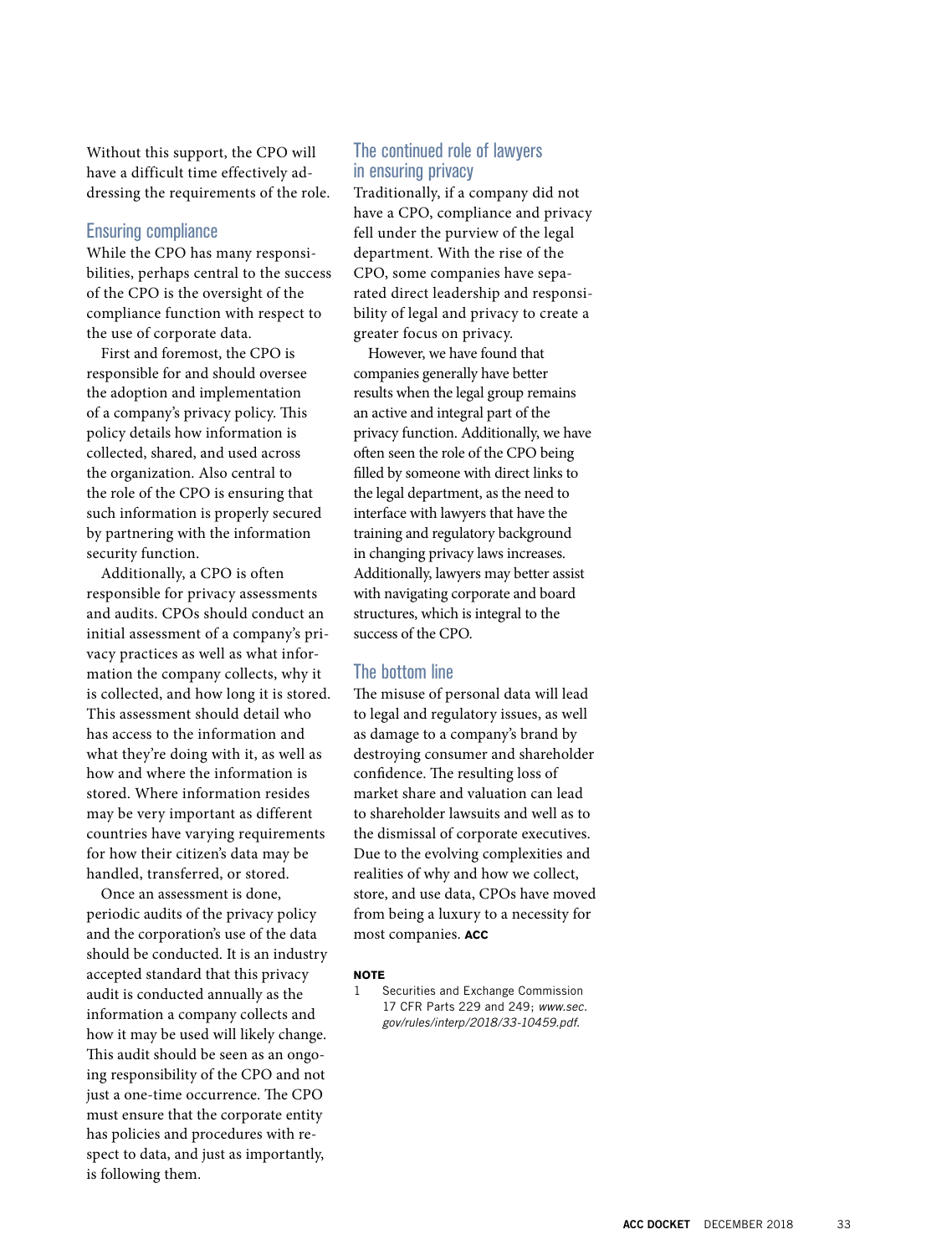Without this support, the CPO will have a difficult time effectively addressing the requirements of the role.

## Ensuring compliance

While the CPO has many responsibilities, perhaps central to the success of the CPO is the oversight of the compliance function with respect to the use of corporate data.

First and foremost, the CPO is responsible for and should oversee the adoption and implementation of a company's privacy policy. This policy details how information is collected, shared, and used across the organization. Also central to the role of the CPO is ensuring that such information is properly secured by partnering with the information security function.

Additionally, a CPO is often responsible for privacy assessments and audits. CPOs should conduct an initial assessment of a company's privacy practices as well as what information the company collects, why it is collected, and how long it is stored. This assessment should detail who has access to the information and what they're doing with it, as well as how and where the information is stored. Where information resides may be very important as different countries have varying requirements for how their citizen's data may be handled, transferred, or stored.

Once an assessment is done, periodic audits of the privacy policy and the corporation's use of the data should be conducted. It is an industry accepted standard that this privacy audit is conducted annually as the information a company collects and how it may be used will likely change. This audit should be seen as an ongoing responsibility of the CPO and not just a one-time occurrence. The CPO must ensure that the corporate entity has policies and procedures with respect to data, and just as importantly, is following them.

## The continued role of lawyers in ensuring privacy

Traditionally, if a company did not have a CPO, compliance and privacy fell under the purview of the legal department. With the rise of the CPO, some companies have separated direct leadership and responsibility of legal and privacy to create a greater focus on privacy.

However, we have found that companies generally have better results when the legal group remains an active and integral part of the privacy function. Additionally, we have often seen the role of the CPO being filled by someone with direct links to the legal department, as the need to interface with lawyers that have the training and regulatory background in changing privacy laws increases. Additionally, lawyers may better assist with navigating corporate and board structures, which is integral to the success of the CPO.

## The bottom line

The misuse of personal data will lead to legal and regulatory issues, as well as damage to a company's brand by destroying consumer and shareholder confidence. The resulting loss of market share and valuation can lead to shareholder lawsuits and well as to the dismissal of corporate executives. Due to the evolving complexities and realities of why and how we collect, store, and use data, CPOs have moved from being a luxury to a necessity for most companies. **ACC**

**NOTE**

1 Securities and Exchange Commission 17 CFR Parts 229 and 249; *www.sec.gov/rules/interp/2018/33-10459.pdf*.